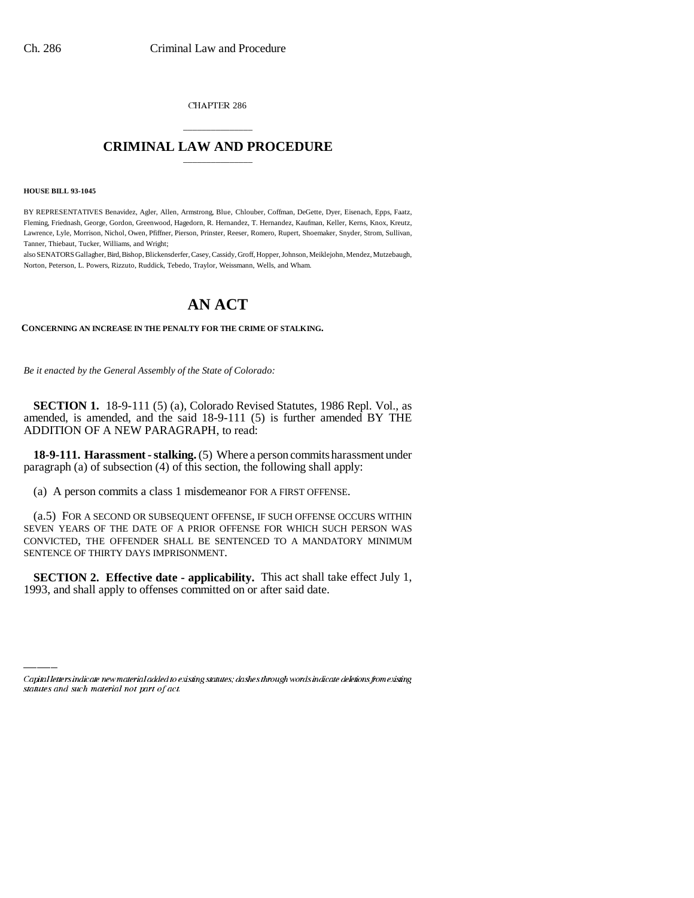CHAPTER 286

# CRIMINAL LAW AND PROCEDURE

**HOUSE BILL 93-1045**

BY REPRESENTATIVES Benavidez, Agler, Allen, Armstrong, Blue, Chlouber, Coffman, DeGette, Dyer, Eisenach, Epps, Faatz, Fleming, Friednash, George, Gordon, Greenwood, Hagedorn, R. Hernandez, T. Hernandez, Kaufman, Keller, Kerns, Knox, Kreutz, Lawrence, Lyle, Morrison, Nichol, Owen, Pfiffner, Pierson, Prinster, Reeser, Romero, Rupert, Shoemaker, Snyder, Strom, Sullivan, Tanner, Thiebaut, Tucker, Williams, and Wright;

also SENATORS Gallagher, Bird, Bishop, Blickensderfer, Casey, Cassidy, Groff, Hopper, Johnson, Meiklejohn, Mendez, Mutzebaugh, Norton, Peterson, L. Powers, Rizzuto, Ruddick, Tebedo, Traylor, Weissmann, Wells, and Wham.

# AN ACT

**CONCERNING AN INCREASE IN THE PENALTY FOR THE CRIME OF STALKING.**

*Be it enacted by the General Assembly of the State of Colorado:*

**SECTION 1.** 18-9-111 (5) (a), Colorado Revised Statutes, 1986 Repl. Vol., as amended, is amended, and the said 18-9-111 (5) is further amended BY THE ADDITION OF A NEW PARAGRAPH, to read:

**18-9-111. Harassment - stalking.** (5) Where a person commits harassment under paragraph (a) of subsection (4) of this section, the following shall apply:

(a) A person commits a class 1 misdemeanor FOR A FIRST OFFENSE.

(a.5) FOR A SECOND OR SUBSEQUENT OFFENSE, IF SUCH OFFENSE OCCURS WITHIN SEVEN YEARS OF THE DATE OF A PRIOR OFFENSE FOR WHICH SUCH PERSON WAS CONVICTED, THE OFFENDER SHALL BE SENTENCED TO A MANDATORY MINIMUM SENTENCE OF THIRTY DAYS IMPRISONMENT.

**SECTION 2. Effective date - applicability.** This act shall take effect July 1, 1993, and shall apply to offenses committed on or after said date.

*Capital letters indicate new material added to existing statutes; dashes through words indicate deletions from existing statutes and such material not part of act.*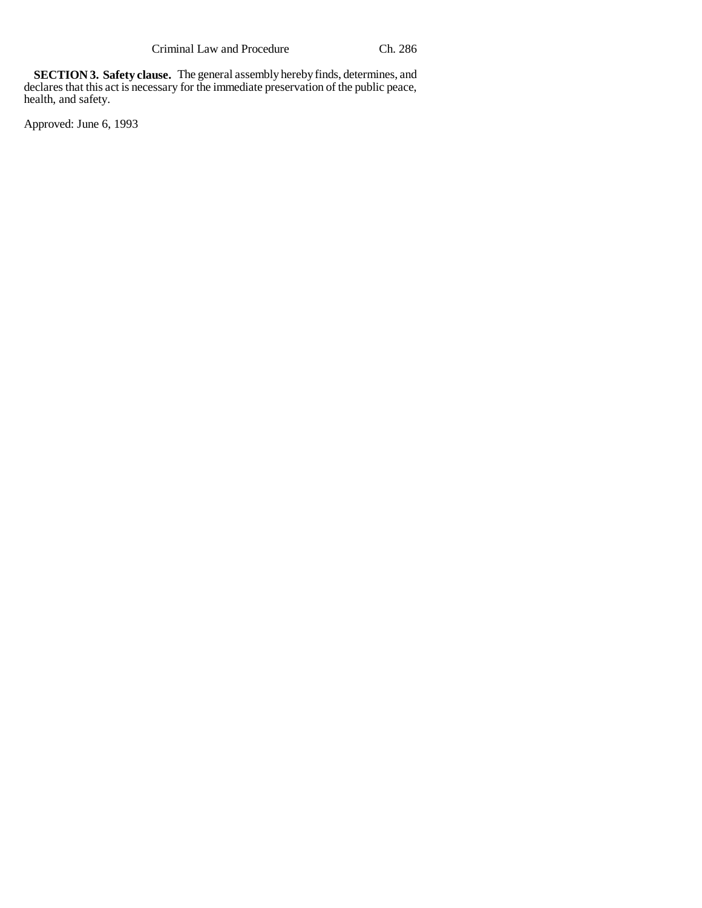**SECTION 3. Safety clause.** The general assembly hereby finds, determines, and declares that this act is necessary for the immediate preservation of the public peace, health, and safety.

Approved: June 6, 1993